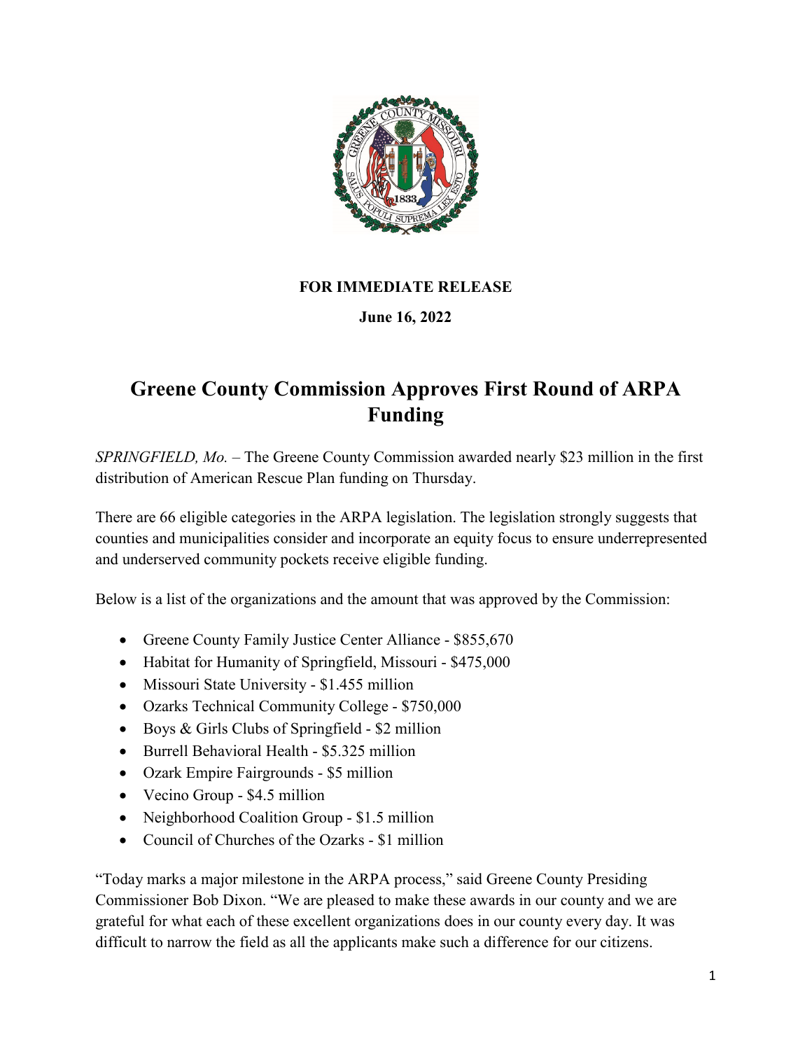**FOR IMMEDIATE RELEASE**

**June 16, 2022**

# Greene County Commission Approves First Round of ARPA Funding

*SPRINGFIELD, Mo.* – The Greene County Commission awarded nearly $23 million in the first distribution of American Rescue Plan funding on Thursday.

There are 66 eligible categories in the ARPA legislation. The legislation strongly suggests that counties and municipalities consider and incorporate an equity focus to ensure underrepresented and underserved community pockets receive eligible funding.

Below is a list of the organizations and the amount that was approved by the Commission:

- Greene County Family Justice Center Alliance - $855,670
- Habitat for Humanity of Springfield, Missouri - $475,000
- Missouri State University - $1.455 million
- Ozarks Technical Community College - $750,000
- Boys & Girls Clubs of Springfield - $2 million
- Burrell Behavioral Health - $5.325 million
- Ozark Empire Fairgrounds - $5 million
- Vecino Group - $4.5 million
- Neighborhood Coalition Group - $1.5 million
- Council of Churches of the Ozarks - $1 million

"Today marks a major milestone in the ARPA process," said Greene County Presiding Commissioner Bob Dixon. "We are pleased to make these awards in our county and we are grateful for what each of these excellent organizations does in our county every day. It was difficult to narrow the field as all the applicants make such a difference for our citizens.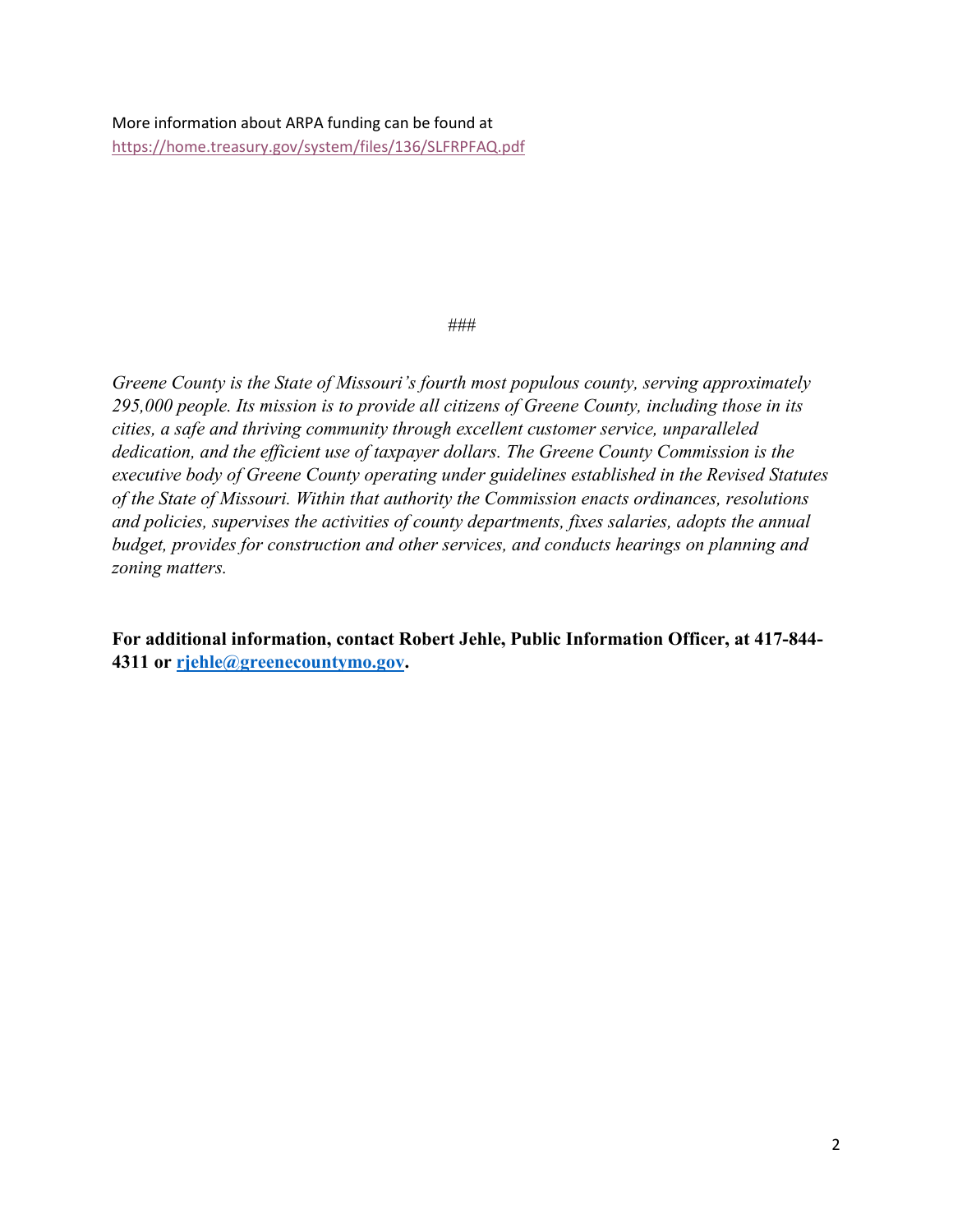More information about ARPA funding can be found at https://home.treasury.gov/system/files/136/SLFRPFAQ.pdf

###

*Greene County is the State of Missouri's fourth most populous county, serving approximately 295,000 people. Its mission is to provide all citizens of Greene County, including those in its cities, a safe and thriving community through excellent customer service, unparalleled dedication, and the efficient use of taxpayer dollars. The Greene County Commission is the executive body of Greene County operating under guidelines established in the Revised Statutes of the State of Missouri. Within that authority the Commission enacts ordinances, resolutions and policies, supervises the activities of county departments, fixes salaries, adopts the annual budget, provides for construction and other services, and conducts hearings on planning and zoning matters.*

**For additional information, contact Robert Jehle, Public Information Officer, at 417-844-4311 or rjehle@greenecountymo.gov.**